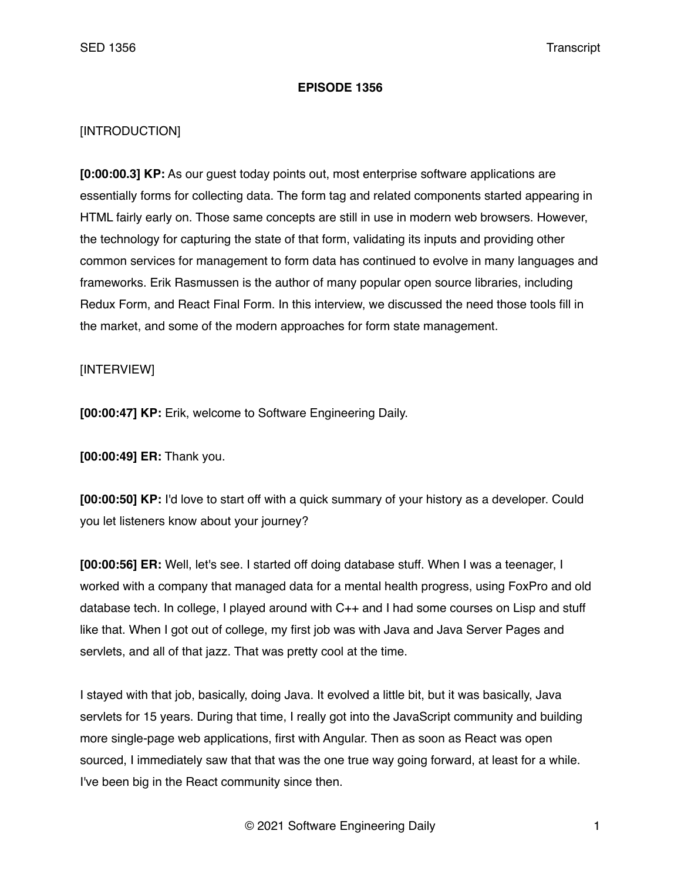# EPISODE 1356

[INTRODUCTION]

**[0:00:00.3] KP:** As our guest today points out, most enterprise software applications are essentially forms for collecting data. The form tag and related components started appearing in HTML fairly early on. Those same concepts are still in use in modern web browsers. However, the technology for capturing the state of that form, validating its inputs and providing other common services for management to form data has continued to evolve in many languages and frameworks. Erik Rasmussen is the author of many popular open source libraries, including Redux Form, and React Final Form. In this interview, we discussed the need those tools fill in the market, and some of the modern approaches for form state management.

[INTERVIEW]

**[00:00:47] KP:** Erik, welcome to Software Engineering Daily.

**[00:00:49] ER:** Thank you.

**[00:00:50] KP:** I'd love to start off with a quick summary of your history as a developer. Could you let listeners know about your journey?

**[00:00:56] ER:** Well, let's see. I started off doing database stuff. When I was a teenager, I worked with a company that managed data for a mental health progress, using FoxPro and old database tech. In college, I played around with C++ and I had some courses on Lisp and stuff like that. When I got out of college, my first job was with Java and Java Server Pages and servlets, and all of that jazz. That was pretty cool at the time.

I stayed with that job, basically, doing Java. It evolved a little bit, but it was basically, Java servlets for 15 years. During that time, I really got into the JavaScript community and building more single-page web applications, first with Angular. Then as soon as React was open sourced, I immediately saw that that was the one true way going forward, at least for a while. I've been big in the React community since then.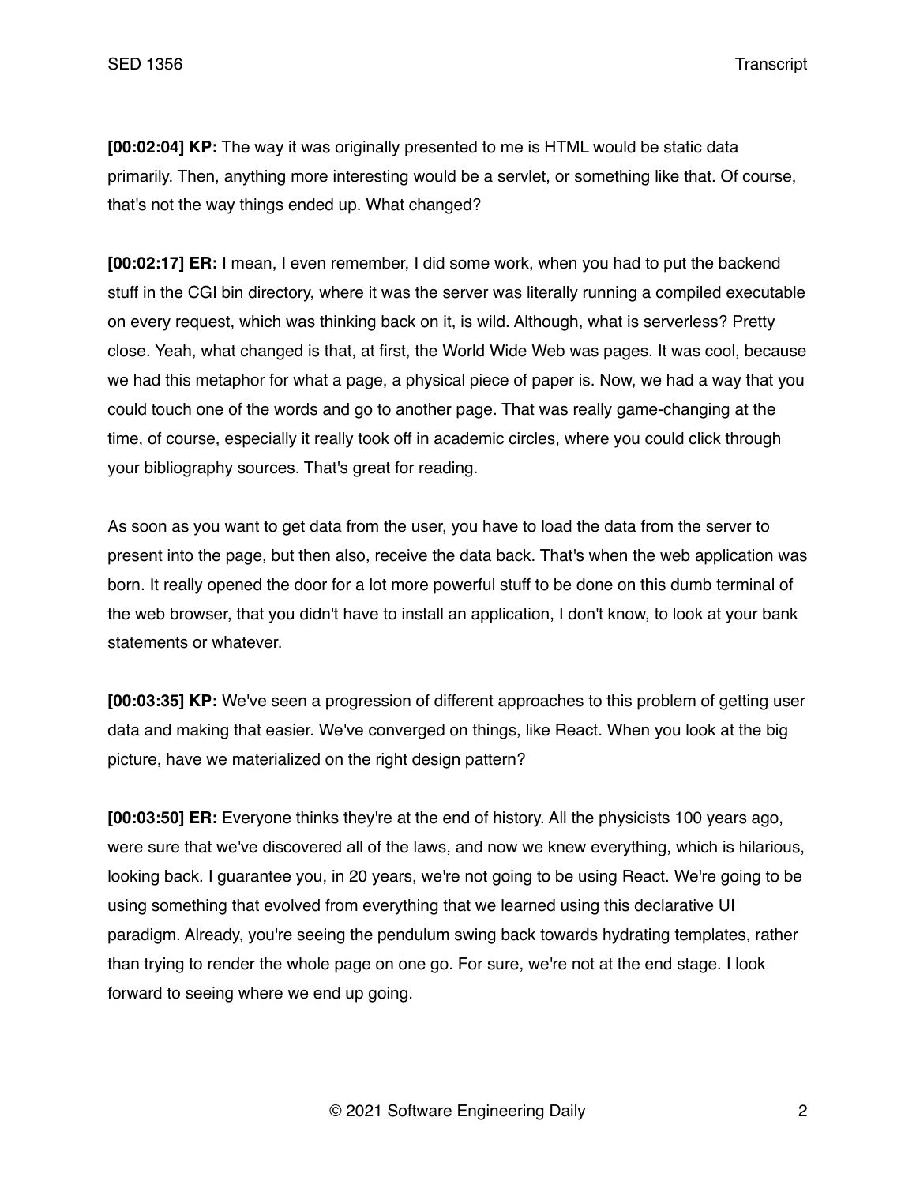**[00:02:04] KP:** The way it was originally presented to me is HTML would be static data primarily. Then, anything more interesting would be a servlet, or something like that. Of course, that's not the way things ended up. What changed?

**[00:02:17] ER:** I mean, I even remember, I did some work, when you had to put the backend stuff in the CGI bin directory, where it was the server was literally running a compiled executable on every request, which was thinking back on it, is wild. Although, what is serverless? Pretty close. Yeah, what changed is that, at first, the World Wide Web was pages. It was cool, because we had this metaphor for what a page, a physical piece of paper is. Now, we had a way that you could touch one of the words and go to another page. That was really game-changing at the time, of course, especially it really took off in academic circles, where you could click through your bibliography sources. That's great for reading.

As soon as you want to get data from the user, you have to load the data from the server to present into the page, but then also, receive the data back. That's when the web application was born. It really opened the door for a lot more powerful stuff to be done on this dumb terminal of the web browser, that you didn't have to install an application, I don't know, to look at your bank statements or whatever.

**[00:03:35] KP:** We've seen a progression of different approaches to this problem of getting user data and making that easier. We've converged on things, like React. When you look at the big picture, have we materialized on the right design pattern?

**[00:03:50] ER:** Everyone thinks they're at the end of history. All the physicists 100 years ago, were sure that we've discovered all of the laws, and now we knew everything, which is hilarious, looking back. I guarantee you, in 20 years, we're not going to be using React. We're going to be using something that evolved from everything that we learned using this declarative UI paradigm. Already, you're seeing the pendulum swing back towards hydrating templates, rather than trying to render the whole page on one go. For sure, we're not at the end stage. I look forward to seeing where we end up going.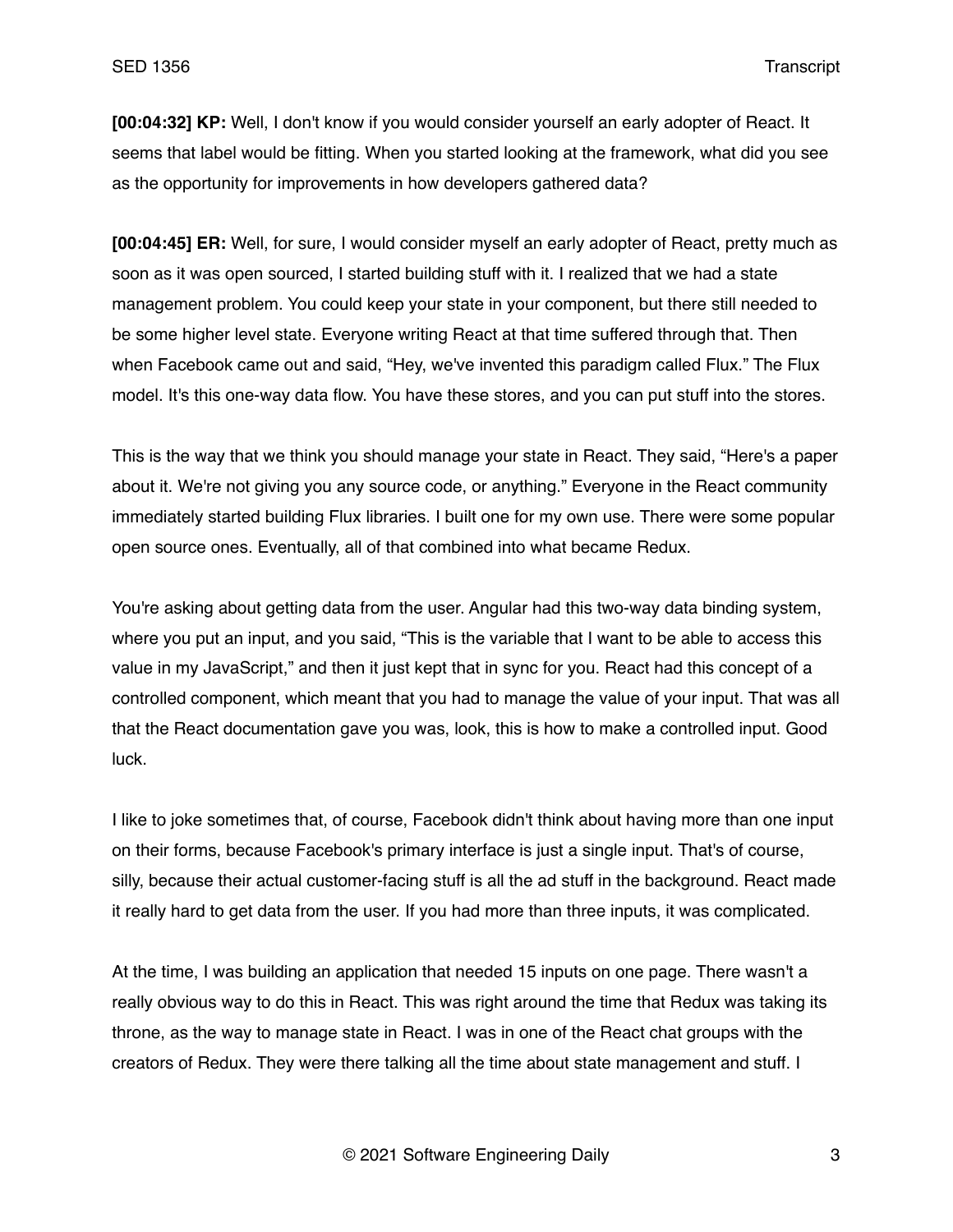**[00:04:32] KP:** Well, I don't know if you would consider yourself an early adopter of React. It seems that label would be fitting. When you started looking at the framework, what did you see as the opportunity for improvements in how developers gathered data?

**[00:04:45] ER:** Well, for sure, I would consider myself an early adopter of React, pretty much as soon as it was open sourced, I started building stuff with it. I realized that we had a state management problem. You could keep your state in your component, but there still needed to be some higher level state. Everyone writing React at that time suffered through that. Then when Facebook came out and said, "Hey, we've invented this paradigm called Flux." The Flux model. It's this one-way data flow. You have these stores, and you can put stuff into the stores.

This is the way that we think you should manage your state in React. They said, "Here's a paper about it. We're not giving you any source code, or anything." Everyone in the React community immediately started building Flux libraries. I built one for my own use. There were some popular open source ones. Eventually, all of that combined into what became Redux.

You're asking about getting data from the user. Angular had this two-way data binding system, where you put an input, and you said, "This is the variable that I want to be able to access this value in my JavaScript," and then it just kept that in sync for you. React had this concept of a controlled component, which meant that you had to manage the value of your input. That was all that the React documentation gave you was, look, this is how to make a controlled input. Good luck.

I like to joke sometimes that, of course, Facebook didn't think about having more than one input on their forms, because Facebook's primary interface is just a single input. That's of course, silly, because their actual customer-facing stuff is all the ad stuff in the background. React made it really hard to get data from the user. If you had more than three inputs, it was complicated.

At the time, I was building an application that needed 15 inputs on one page. There wasn't a really obvious way to do this in React. This was right around the time that Redux was taking its throne, as the way to manage state in React. I was in one of the React chat groups with the creators of Redux. They were there talking all the time about state management and stuff. I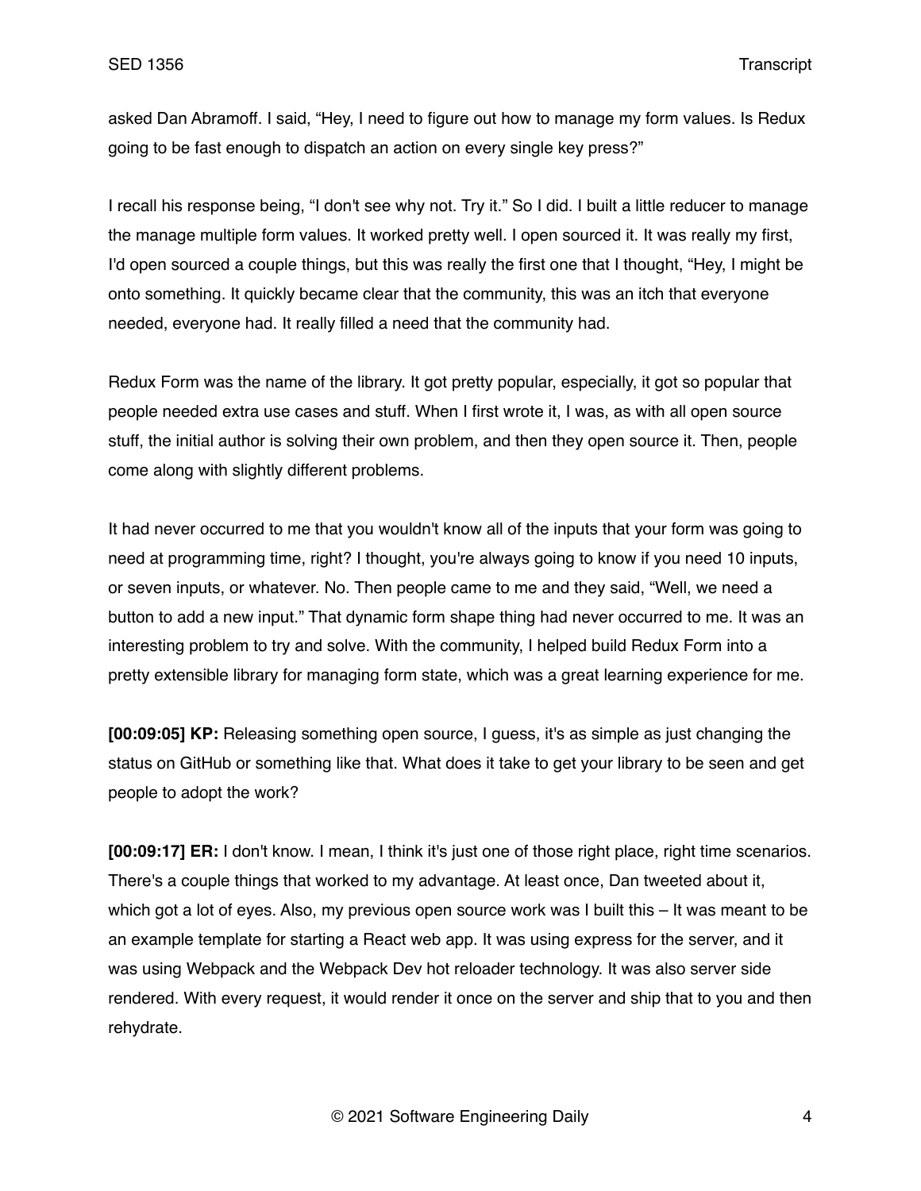asked Dan Abramoff. I said, "Hey, I need to figure out how to manage my form values. Is Redux going to be fast enough to dispatch an action on every single key press?"

I recall his response being, "I don't see why not. Try it." So I did. I built a little reducer to manage the manage multiple form values. It worked pretty well. I open sourced it. It was really my first, I'd open sourced a couple things, but this was really the first one that I thought, "Hey, I might be onto something. It quickly became clear that the community, this was an itch that everyone needed, everyone had. It really filled a need that the community had.

Redux Form was the name of the library. It got pretty popular, especially, it got so popular that people needed extra use cases and stuff. When I first wrote it, I was, as with all open source stuff, the initial author is solving their own problem, and then they open source it. Then, people come along with slightly different problems.

It had never occurred to me that you wouldn't know all of the inputs that your form was going to need at programming time, right? I thought, you're always going to know if you need 10 inputs, or seven inputs, or whatever. No. Then people came to me and they said, "Well, we need a button to add a new input." That dynamic form shape thing had never occurred to me. It was an interesting problem to try and solve. With the community, I helped build Redux Form into a pretty extensible library for managing form state, which was a great learning experience for me.

**[00:09:05] KP:** Releasing something open source, I guess, it's as simple as just changing the status on GitHub or something like that. What does it take to get your library to be seen and get people to adopt the work?

**[00:09:17] ER:** I don't know. I mean, I think it's just one of those right place, right time scenarios. There's a couple things that worked to my advantage. At least once, Dan tweeted about it, which got a lot of eyes. Also, my previous open source work was I built this – It was meant to be an example template for starting a React web app. It was using express for the server, and it was using Webpack and the Webpack Dev hot reloader technology. It was also server side rendered. With every request, it would render it once on the server and ship that to you and then rehydrate.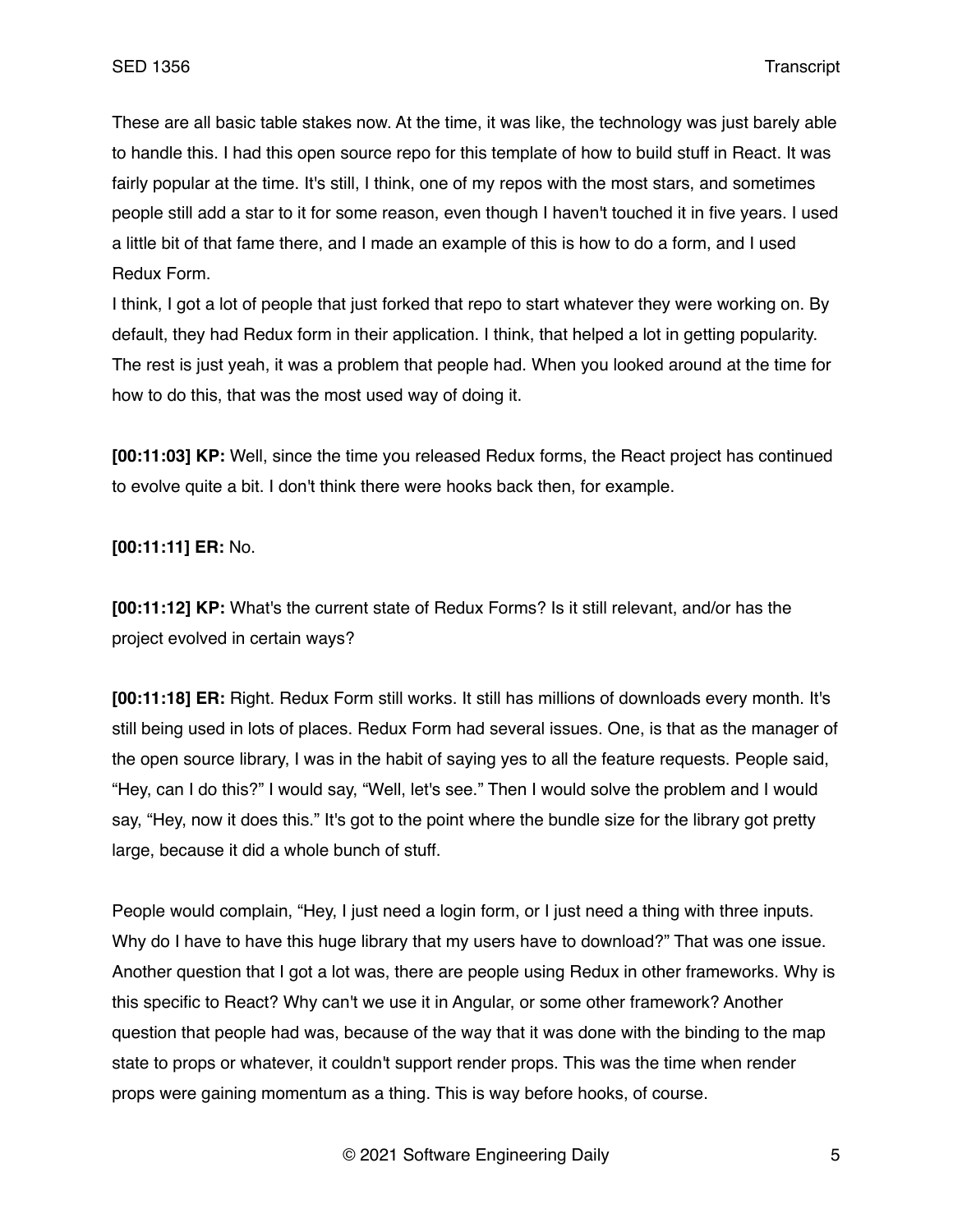These are all basic table stakes now. At the time, it was like, the technology was just barely able to handle this. I had this open source repo for this template of how to build stuff in React. It was fairly popular at the time. It's still, I think, one of my repos with the most stars, and sometimes people still add a star to it for some reason, even though I haven't touched it in five years. I used a little bit of that fame there, and I made an example of this is how to do a form, and I used Redux Form.

I think, I got a lot of people that just forked that repo to start whatever they were working on. By default, they had Redux form in their application. I think, that helped a lot in getting popularity. The rest is just yeah, it was a problem that people had. When you looked around at the time for how to do this, that was the most used way of doing it.

**[00:11:03] KP:** Well, since the time you released Redux forms, the React project has continued to evolve quite a bit. I don't think there were hooks back then, for example.

**[00:11:11] ER:** No.

**[00:11:12] KP:** What's the current state of Redux Forms? Is it still relevant, and/or has the project evolved in certain ways?

**[00:11:18] ER:** Right. Redux Form still works. It still has millions of downloads every month. It's still being used in lots of places. Redux Form had several issues. One, is that as the manager of the open source library, I was in the habit of saying yes to all the feature requests. People said, "Hey, can I do this?" I would say, "Well, let's see." Then I would solve the problem and I would say, "Hey, now it does this." It's got to the point where the bundle size for the library got pretty large, because it did a whole bunch of stuff.

People would complain, "Hey, I just need a login form, or I just need a thing with three inputs. Why do I have to have this huge library that my users have to download?" That was one issue. Another question that I got a lot was, there are people using Redux in other frameworks. Why is this specific to React? Why can't we use it in Angular, or some other framework? Another question that people had was, because of the way that it was done with the binding to the map state to props or whatever, it couldn't support render props. This was the time when render props were gaining momentum as a thing. This is way before hooks, of course.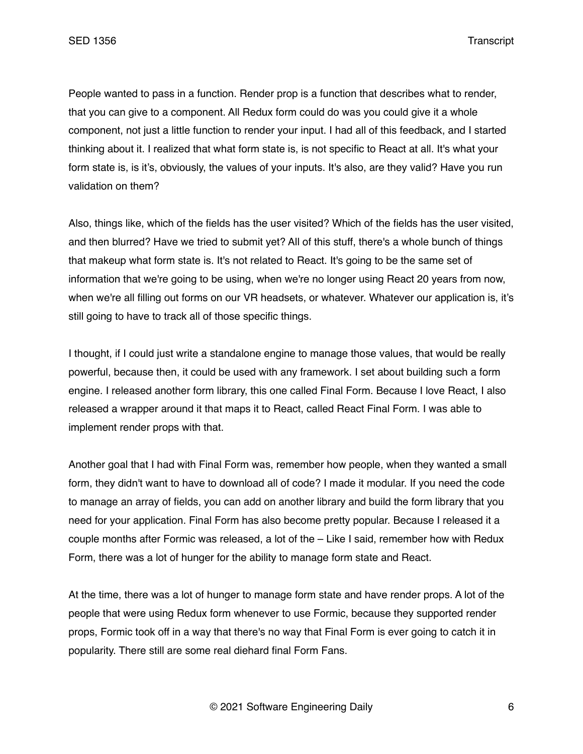People wanted to pass in a function. Render prop is a function that describes what to render, that you can give to a component. All Redux form could do was you could give it a whole component, not just a little function to render your input. I had all of this feedback, and I started thinking about it. I realized that what form state is, is not specific to React at all. It's what your form state is, is it's, obviously, the values of your inputs. It's also, are they valid? Have you run validation on them?

Also, things like, which of the fields has the user visited? Which of the fields has the user visited, and then blurred? Have we tried to submit yet? All of this stuff, there's a whole bunch of things that makeup what form state is. It's not related to React. It's going to be the same set of information that we're going to be using, when we're no longer using React 20 years from now, when we're all filling out forms on our VR headsets, or whatever. Whatever our application is, it's still going to have to track all of those specific things.

I thought, if I could just write a standalone engine to manage those values, that would be really powerful, because then, it could be used with any framework. I set about building such a form engine. I released another form library, this one called Final Form. Because I love React, I also released a wrapper around it that maps it to React, called React Final Form. I was able to implement render props with that.

Another goal that I had with Final Form was, remember how people, when they wanted a small form, they didn't want to have to download all of code? I made it modular. If you need the code to manage an array of fields, you can add on another library and build the form library that you need for your application. Final Form has also become pretty popular. Because I released it a couple months after Formic was released, a lot of the – Like I said, remember how with Redux Form, there was a lot of hunger for the ability to manage form state and React.

At the time, there was a lot of hunger to manage form state and have render props. A lot of the people that were using Redux form whenever to use Formic, because they supported render props, Formic took off in a way that there's no way that Final Form is ever going to catch it in popularity. There still are some real diehard final Form Fans.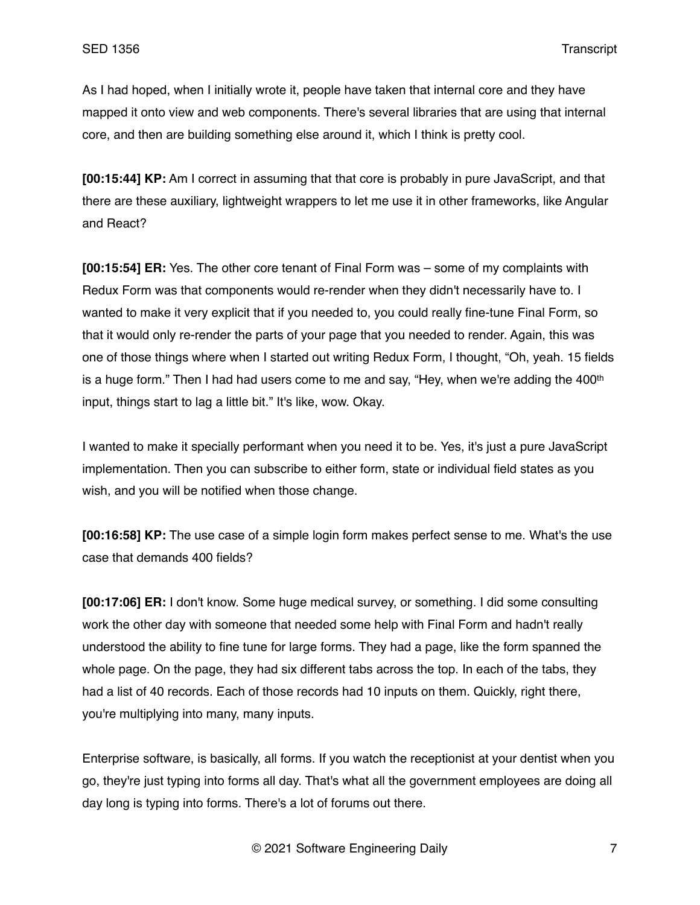As I had hoped, when I initially wrote it, people have taken that internal core and they have mapped it onto view and web components. There's several libraries that are using that internal core, and then are building something else around it, which I think is pretty cool.

**[00:15:44] KP:** Am I correct in assuming that that core is probably in pure JavaScript, and that there are these auxiliary, lightweight wrappers to let me use it in other frameworks, like Angular and React?

**[00:15:54] ER:** Yes. The other core tenant of Final Form was – some of my complaints with Redux Form was that components would re-render when they didn't necessarily have to. I wanted to make it very explicit that if you needed to, you could really fine-tune Final Form, so that it would only re-render the parts of your page that you needed to render. Again, this was one of those things where when I started out writing Redux Form, I thought, "Oh, yeah. 15 fields is a huge form." Then I had had users come to me and say, "Hey, when we're adding the 400th input, things start to lag a little bit." It's like, wow. Okay.

I wanted to make it specially performant when you need it to be. Yes, it's just a pure JavaScript implementation. Then you can subscribe to either form, state or individual field states as you wish, and you will be notified when those change.

**[00:16:58] KP:** The use case of a simple login form makes perfect sense to me. What's the use case that demands 400 fields?

**[00:17:06] ER:** I don't know. Some huge medical survey, or something. I did some consulting work the other day with someone that needed some help with Final Form and hadn't really understood the ability to fine tune for large forms. They had a page, like the form spanned the whole page. On the page, they had six different tabs across the top. In each of the tabs, they had a list of 40 records. Each of those records had 10 inputs on them. Quickly, right there, you're multiplying into many, many inputs.

Enterprise software, is basically, all forms. If you watch the receptionist at your dentist when you go, they're just typing into forms all day. That's what all the government employees are doing all day long is typing into forms. There's a lot of forums out there.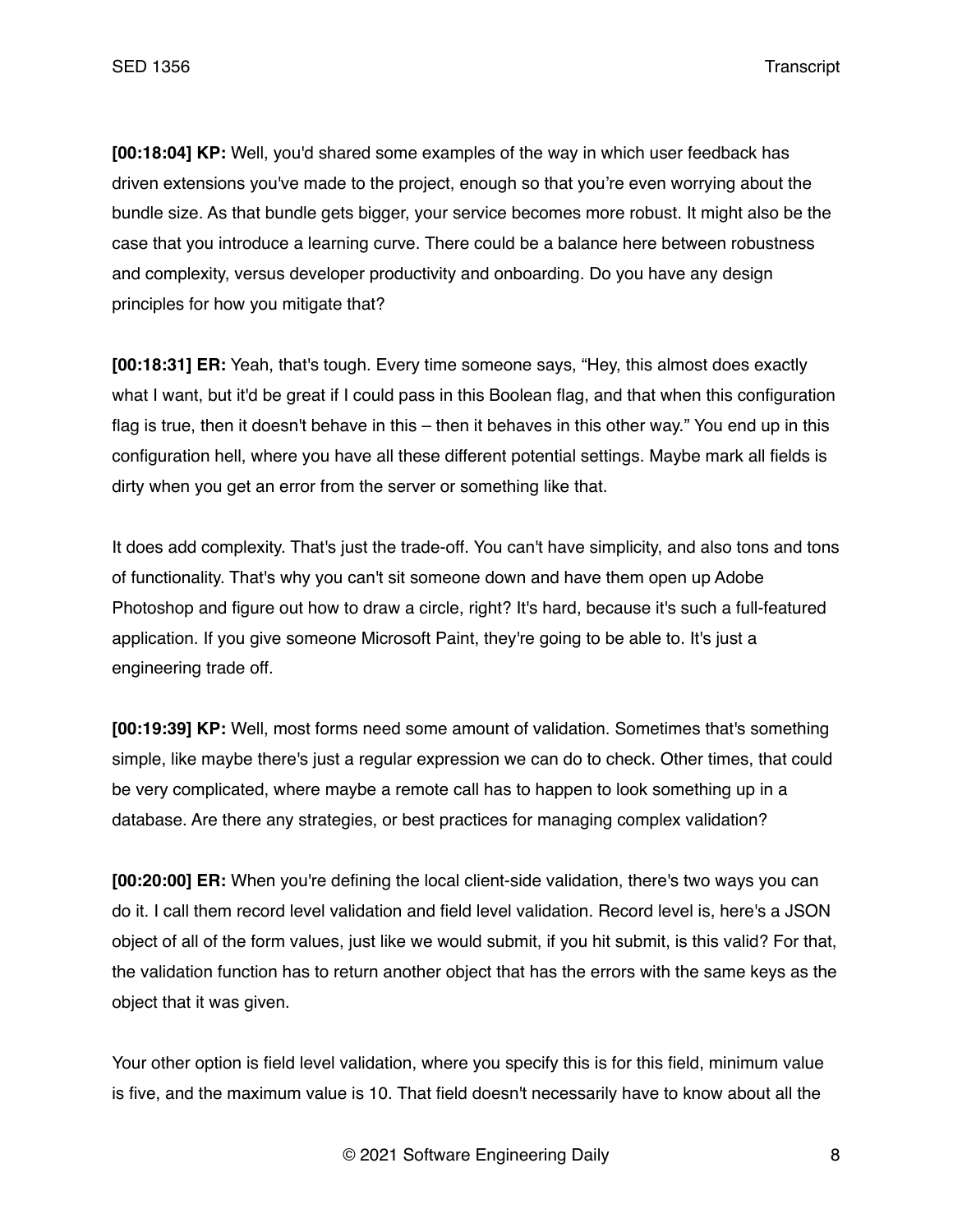**[00:18:04] KP:** Well, you'd shared some examples of the way in which user feedback has driven extensions you've made to the project, enough so that you're even worrying about the bundle size. As that bundle gets bigger, your service becomes more robust. It might also be the case that you introduce a learning curve. There could be a balance here between robustness and complexity, versus developer productivity and onboarding. Do you have any design principles for how you mitigate that?

**[00:18:31] ER:** Yeah, that's tough. Every time someone says, "Hey, this almost does exactly what I want, but it'd be great if I could pass in this Boolean flag, and that when this configuration flag is true, then it doesn't behave in this – then it behaves in this other way." You end up in this configuration hell, where you have all these different potential settings. Maybe mark all fields is dirty when you get an error from the server or something like that.

It does add complexity. That's just the trade-off. You can't have simplicity, and also tons and tons of functionality. That's why you can't sit someone down and have them open up Adobe Photoshop and figure out how to draw a circle, right? It's hard, because it's such a full-featured application. If you give someone Microsoft Paint, they're going to be able to. It's just a engineering trade off.

**[00:19:39] KP:** Well, most forms need some amount of validation. Sometimes that's something simple, like maybe there's just a regular expression we can do to check. Other times, that could be very complicated, where maybe a remote call has to happen to look something up in a database. Are there any strategies, or best practices for managing complex validation?

**[00:20:00] ER:** When you're defining the local client-side validation, there's two ways you can do it. I call them record level validation and field level validation. Record level is, here's a JSON object of all of the form values, just like we would submit, if you hit submit, is this valid? For that, the validation function has to return another object that has the errors with the same keys as the object that it was given.

Your other option is field level validation, where you specify this is for this field, minimum value is five, and the maximum value is 10. That field doesn't necessarily have to know about all the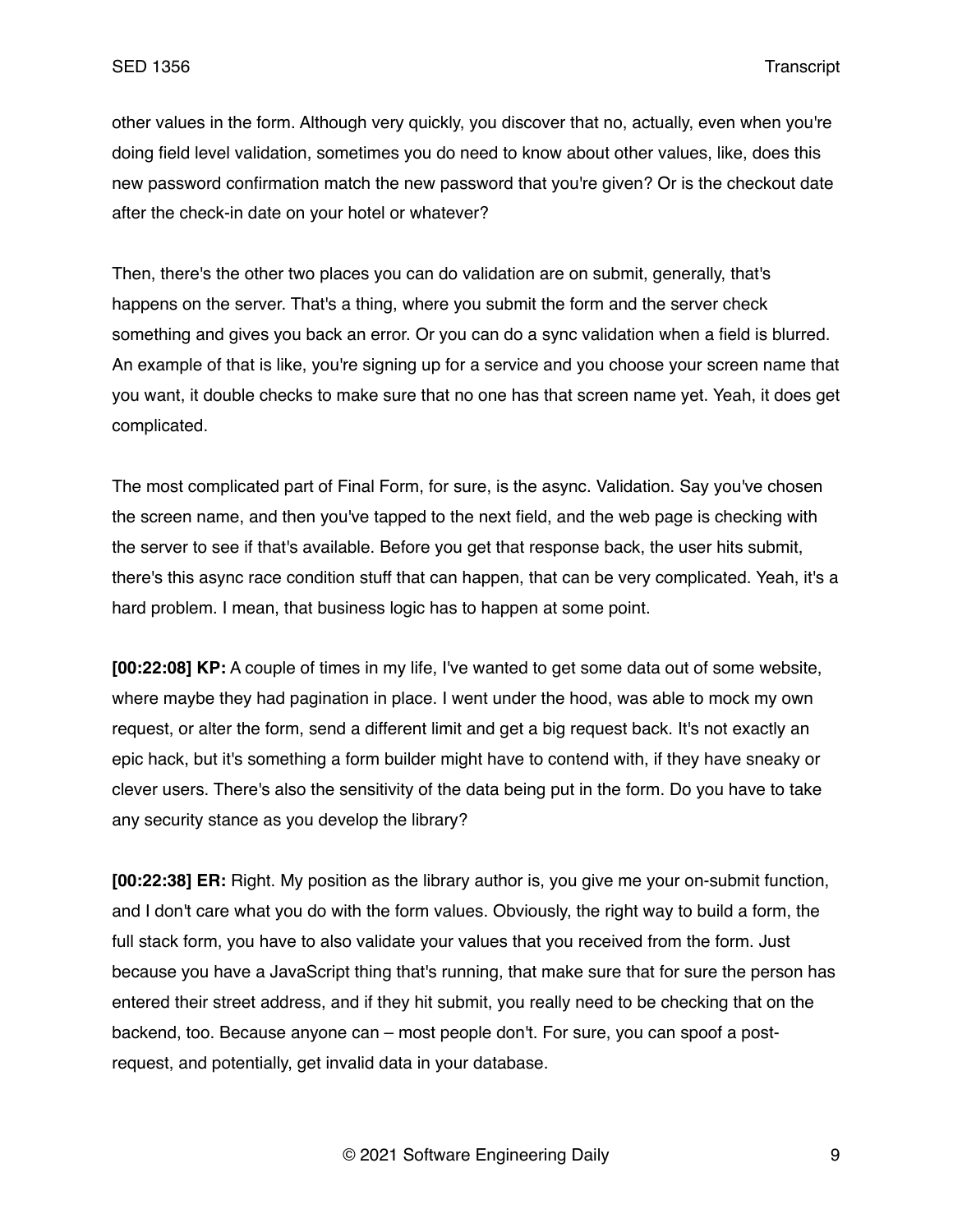other values in the form. Although very quickly, you discover that no, actually, even when you're doing field level validation, sometimes you do need to know about other values, like, does this new password confirmation match the new password that you're given? Or is the checkout date after the check-in date on your hotel or whatever?

Then, there's the other two places you can do validation are on submit, generally, that's happens on the server. That's a thing, where you submit the form and the server check something and gives you back an error. Or you can do a sync validation when a field is blurred. An example of that is like, you're signing up for a service and you choose your screen name that you want, it double checks to make sure that no one has that screen name yet. Yeah, it does get complicated.

The most complicated part of Final Form, for sure, is the async. Validation. Say you've chosen the screen name, and then you've tapped to the next field, and the web page is checking with the server to see if that's available. Before you get that response back, the user hits submit, there's this async race condition stuff that can happen, that can be very complicated. Yeah, it's a hard problem. I mean, that business logic has to happen at some point.

**[00:22:08] KP:** A couple of times in my life, I've wanted to get some data out of some website, where maybe they had pagination in place. I went under the hood, was able to mock my own request, or alter the form, send a different limit and get a big request back. It's not exactly an epic hack, but it's something a form builder might have to contend with, if they have sneaky or clever users. There's also the sensitivity of the data being put in the form. Do you have to take any security stance as you develop the library?

**[00:22:38] ER:** Right. My position as the library author is, you give me your on-submit function, and I don't care what you do with the form values. Obviously, the right way to build a form, the full stack form, you have to also validate your values that you received from the form. Just because you have a JavaScript thing that's running, that make sure that for sure the person has entered their street address, and if they hit submit, you really need to be checking that on the backend, too. Because anyone can – most people don't. For sure, you can spoof a post-request, and potentially, get invalid data in your database.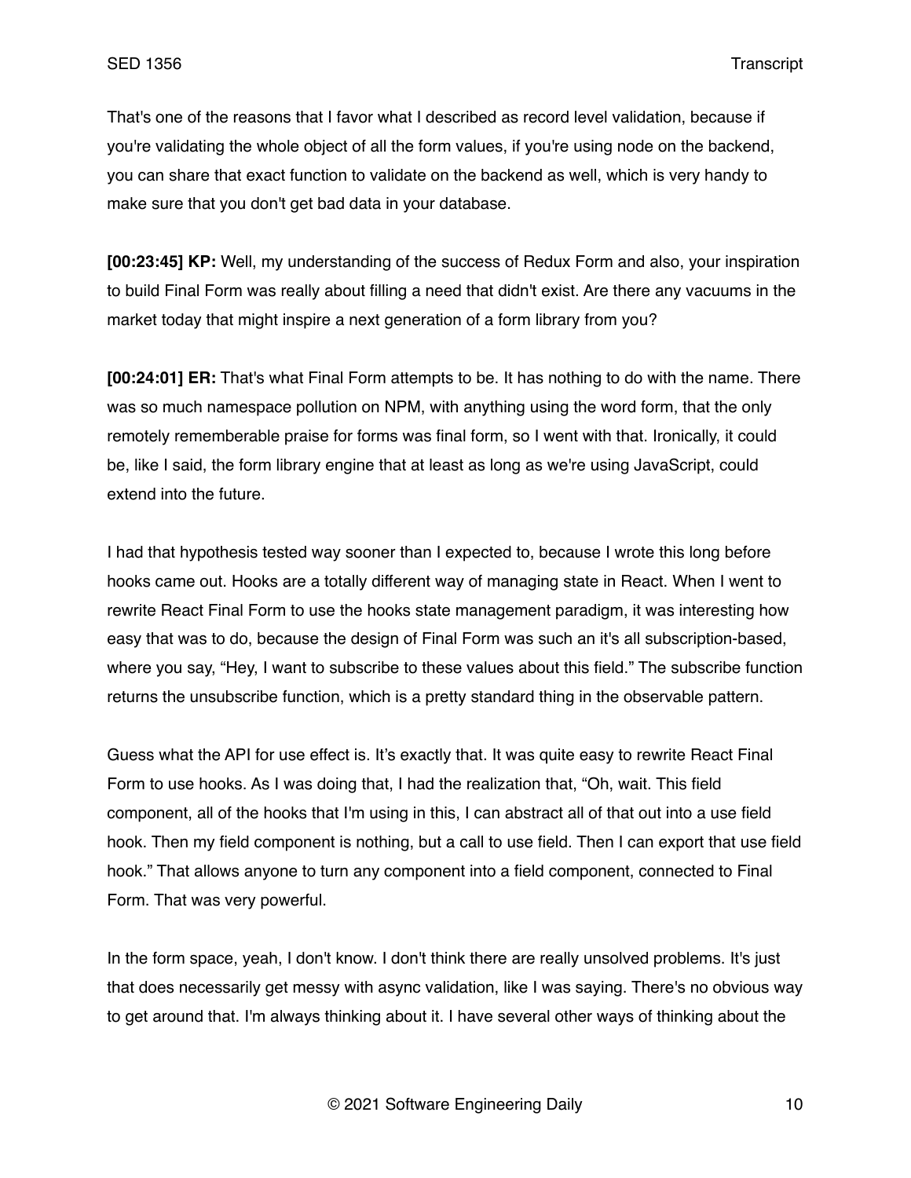That's one of the reasons that I favor what I described as record level validation, because if you're validating the whole object of all the form values, if you're using node on the backend, you can share that exact function to validate on the backend as well, which is very handy to make sure that you don't get bad data in your database.

**[00:23:45] KP:** Well, my understanding of the success of Redux Form and also, your inspiration to build Final Form was really about filling a need that didn't exist. Are there any vacuums in the market today that might inspire a next generation of a form library from you?

**[00:24:01] ER:** That's what Final Form attempts to be. It has nothing to do with the name. There was so much namespace pollution on NPM, with anything using the word form, that the only remotely rememberable praise for forms was final form, so I went with that. Ironically, it could be, like I said, the form library engine that at least as long as we're using JavaScript, could extend into the future.

I had that hypothesis tested way sooner than I expected to, because I wrote this long before hooks came out. Hooks are a totally different way of managing state in React. When I went to rewrite React Final Form to use the hooks state management paradigm, it was interesting how easy that was to do, because the design of Final Form was such an it's all subscription-based, where you say, "Hey, I want to subscribe to these values about this field." The subscribe function returns the unsubscribe function, which is a pretty standard thing in the observable pattern.

Guess what the API for use effect is. It's exactly that. It was quite easy to rewrite React Final Form to use hooks. As I was doing that, I had the realization that, "Oh, wait. This field component, all of the hooks that I'm using in this, I can abstract all of that out into a use field hook. Then my field component is nothing, but a call to use field. Then I can export that use field hook." That allows anyone to turn any component into a field component, connected to Final Form. That was very powerful.

In the form space, yeah, I don't know. I don't think there are really unsolved problems. It's just that does necessarily get messy with async validation, like I was saying. There's no obvious way to get around that. I'm always thinking about it. I have several other ways of thinking about the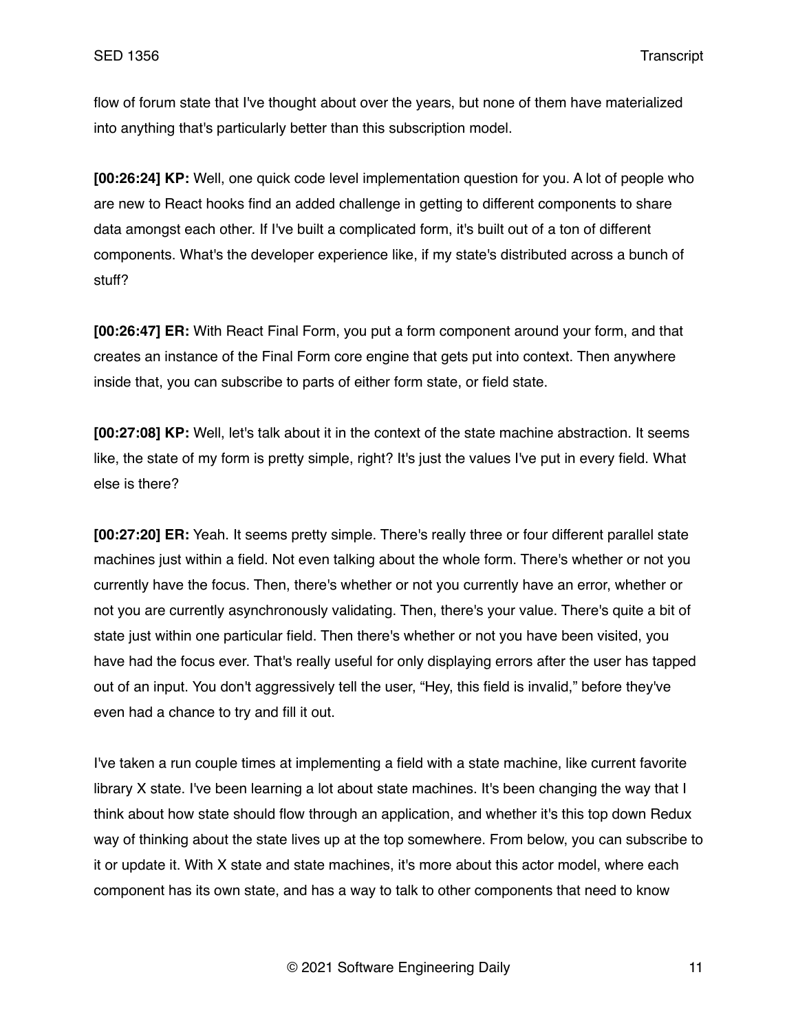flow of forum state that I've thought about over the years, but none of them have materialized into anything that's particularly better than this subscription model.

**[00:26:24] KP:** Well, one quick code level implementation question for you. A lot of people who are new to React hooks find an added challenge in getting to different components to share data amongst each other. If I've built a complicated form, it's built out of a ton of different components. What's the developer experience like, if my state's distributed across a bunch of stuff?

**[00:26:47] ER:** With React Final Form, you put a form component around your form, and that creates an instance of the Final Form core engine that gets put into context. Then anywhere inside that, you can subscribe to parts of either form state, or field state.

**[00:27:08] KP:** Well, let's talk about it in the context of the state machine abstraction. It seems like, the state of my form is pretty simple, right? It's just the values I've put in every field. What else is there?

**[00:27:20] ER:** Yeah. It seems pretty simple. There's really three or four different parallel state machines just within a field. Not even talking about the whole form. There's whether or not you currently have the focus. Then, there's whether or not you currently have an error, whether or not you are currently asynchronously validating. Then, there's your value. There's quite a bit of state just within one particular field. Then there's whether or not you have been visited, you have had the focus ever. That's really useful for only displaying errors after the user has tapped out of an input. You don't aggressively tell the user, "Hey, this field is invalid," before they've even had a chance to try and fill it out.

I've taken a run couple times at implementing a field with a state machine, like current favorite library X state. I've been learning a lot about state machines. It's been changing the way that I think about how state should flow through an application, and whether it's this top down Redux way of thinking about the state lives up at the top somewhere. From below, you can subscribe to it or update it. With X state and state machines, it's more about this actor model, where each component has its own state, and has a way to talk to other components that need to know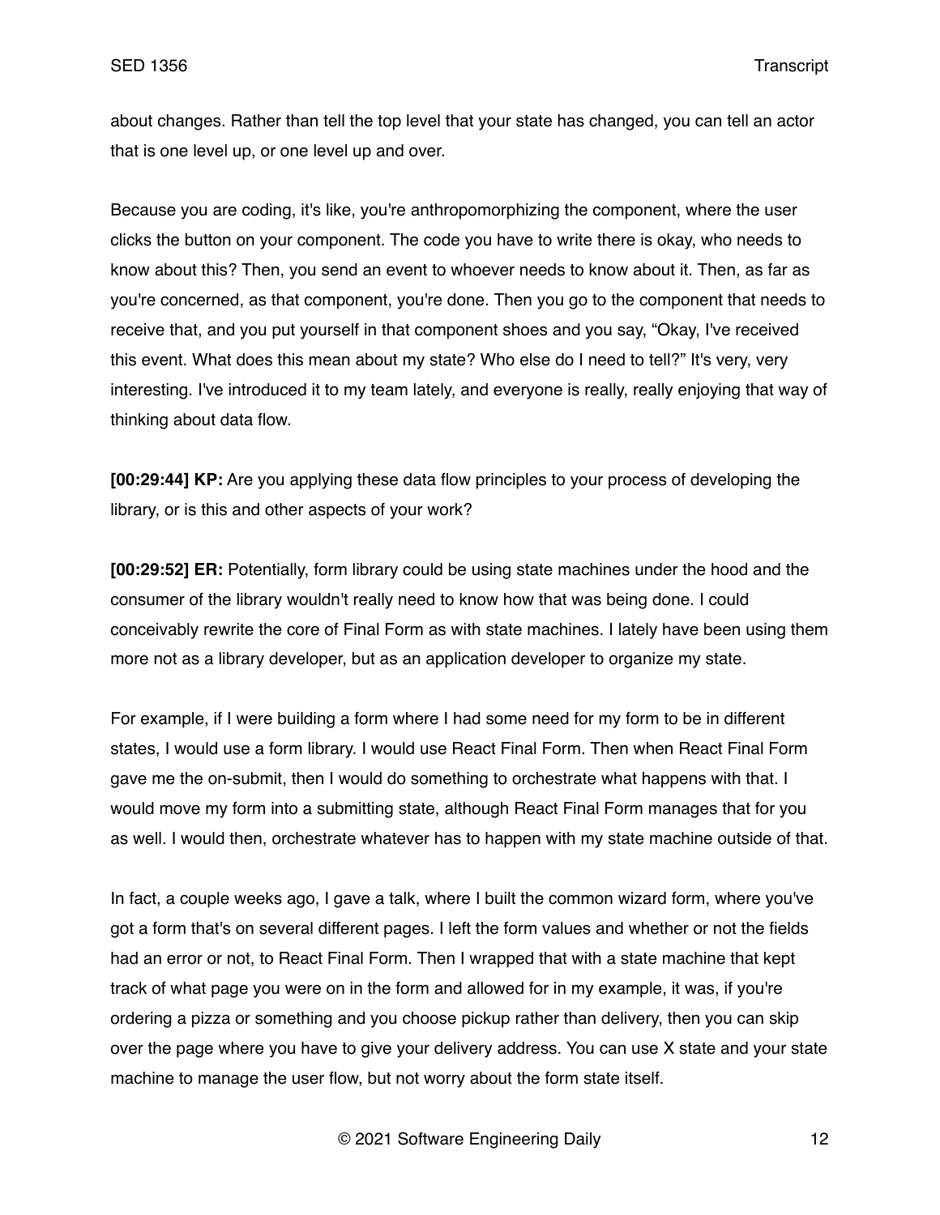about changes. Rather than tell the top level that your state has changed, you can tell an actor that is one level up, or one level up and over.

Because you are coding, it's like, you're anthropomorphizing the component, where the user clicks the button on your component. The code you have to write there is okay, who needs to know about this? Then, you send an event to whoever needs to know about it. Then, as far as you're concerned, as that component, you're done. Then you go to the component that needs to receive that, and you put yourself in that component shoes and you say, "Okay, I've received this event. What does this mean about my state? Who else do I need to tell?" It's very, very interesting. I've introduced it to my team lately, and everyone is really, really enjoying that way of thinking about data flow.

**[00:29:44] KP:** Are you applying these data flow principles to your process of developing the library, or is this and other aspects of your work?

**[00:29:52] ER:** Potentially, form library could be using state machines under the hood and the consumer of the library wouldn't really need to know how that was being done. I could conceivably rewrite the core of Final Form as with state machines. I lately have been using them more not as a library developer, but as an application developer to organize my state.

For example, if I were building a form where I had some need for my form to be in different states, I would use a form library. I would use React Final Form. Then when React Final Form gave me the on-submit, then I would do something to orchestrate what happens with that. I would move my form into a submitting state, although React Final Form manages that for you as well. I would then, orchestrate whatever has to happen with my state machine outside of that.

In fact, a couple weeks ago, I gave a talk, where I built the common wizard form, where you've got a form that's on several different pages. I left the form values and whether or not the fields had an error or not, to React Final Form. Then I wrapped that with a state machine that kept track of what page you were on in the form and allowed for in my example, it was, if you're ordering a pizza or something and you choose pickup rather than delivery, then you can skip over the page where you have to give your delivery address. You can use X state and your state machine to manage the user flow, but not worry about the form state itself.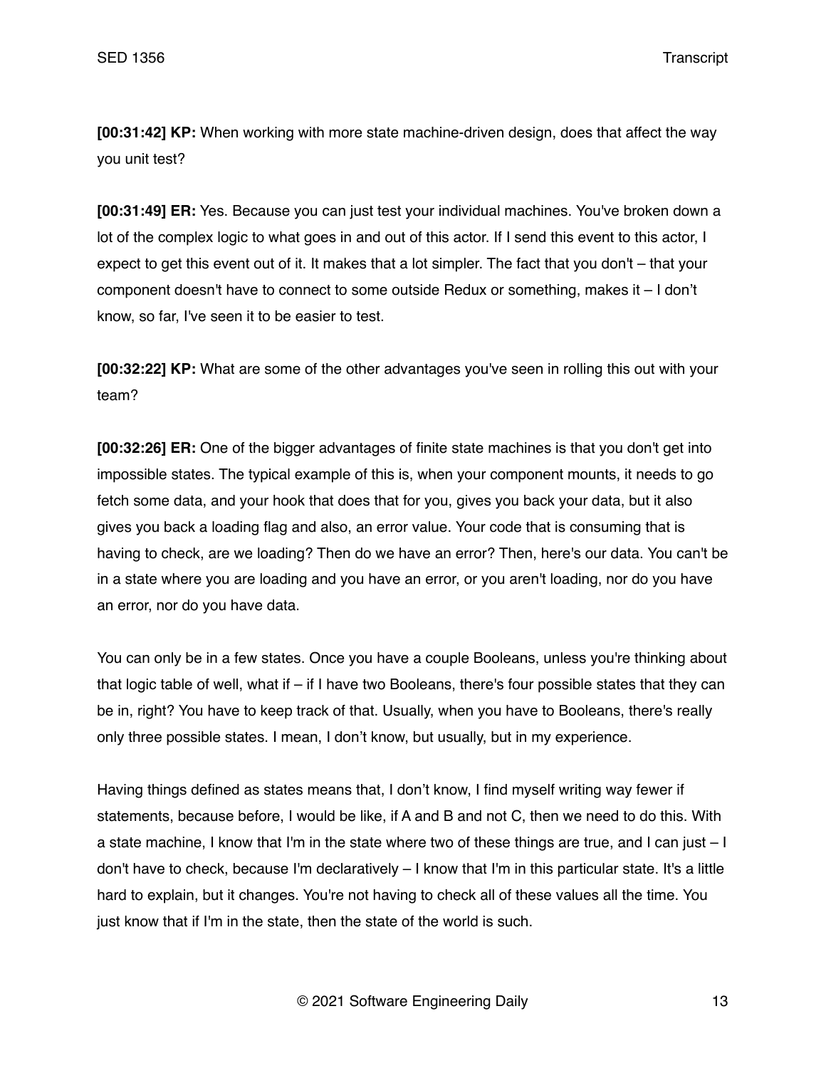**[00:31:42] KP:** When working with more state machine-driven design, does that affect the way you unit test?

**[00:31:49] ER:** Yes. Because you can just test your individual machines. You've broken down a lot of the complex logic to what goes in and out of this actor. If I send this event to this actor, I expect to get this event out of it. It makes that a lot simpler. The fact that you don't – that your component doesn't have to connect to some outside Redux or something, makes it – I don't know, so far, I've seen it to be easier to test.

**[00:32:22] KP:** What are some of the other advantages you've seen in rolling this out with your team?

**[00:32:26] ER:** One of the bigger advantages of finite state machines is that you don't get into impossible states. The typical example of this is, when your component mounts, it needs to go fetch some data, and your hook that does that for you, gives you back your data, but it also gives you back a loading flag and also, an error value. Your code that is consuming that is having to check, are we loading? Then do we have an error? Then, here's our data. You can't be in a state where you are loading and you have an error, or you aren't loading, nor do you have an error, nor do you have data.

You can only be in a few states. Once you have a couple Booleans, unless you're thinking about that logic table of well, what if – if I have two Booleans, there's four possible states that they can be in, right? You have to keep track of that. Usually, when you have to Booleans, there's really only three possible states. I mean, I don't know, but usually, but in my experience.

Having things defined as states means that, I don't know, I find myself writing way fewer if statements, because before, I would be like, if A and B and not C, then we need to do this. With a state machine, I know that I'm in the state where two of these things are true, and I can just – I don't have to check, because I'm declaratively – I know that I'm in this particular state. It's a little hard to explain, but it changes. You're not having to check all of these values all the time. You just know that if I'm in the state, then the state of the world is such.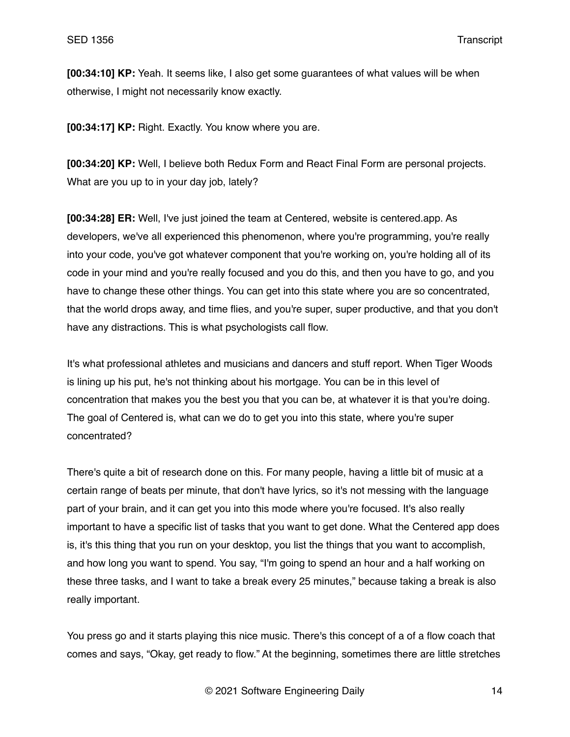**[00:34:10] KP:** Yeah. It seems like, I also get some guarantees of what values will be when otherwise, I might not necessarily know exactly.

**[00:34:17] KP:** Right. Exactly. You know where you are.

**[00:34:20] KP:** Well, I believe both Redux Form and React Final Form are personal projects. What are you up to in your day job, lately?

**[00:34:28] ER:** Well, I've just joined the team at Centered, website is centered.app. As developers, we've all experienced this phenomenon, where you're programming, you're really into your code, you've got whatever component that you're working on, you're holding all of its code in your mind and you're really focused and you do this, and then you have to go, and you have to change these other things. You can get into this state where you are so concentrated, that the world drops away, and time flies, and you're super, super productive, and that you don't have any distractions. This is what psychologists call flow.

It's what professional athletes and musicians and dancers and stuff report. When Tiger Woods is lining up his put, he's not thinking about his mortgage. You can be in this level of concentration that makes you the best you that you can be, at whatever it is that you're doing. The goal of Centered is, what can we do to get you into this state, where you're super concentrated?

There's quite a bit of research done on this. For many people, having a little bit of music at a certain range of beats per minute, that don't have lyrics, so it's not messing with the language part of your brain, and it can get you into this mode where you're focused. It's also really important to have a specific list of tasks that you want to get done. What the Centered app does is, it's this thing that you run on your desktop, you list the things that you want to accomplish, and how long you want to spend. You say, "I'm going to spend an hour and a half working on these three tasks, and I want to take a break every 25 minutes," because taking a break is also really important.

You press go and it starts playing this nice music. There's this concept of a of a flow coach that comes and says, "Okay, get ready to flow." At the beginning, sometimes there are little stretches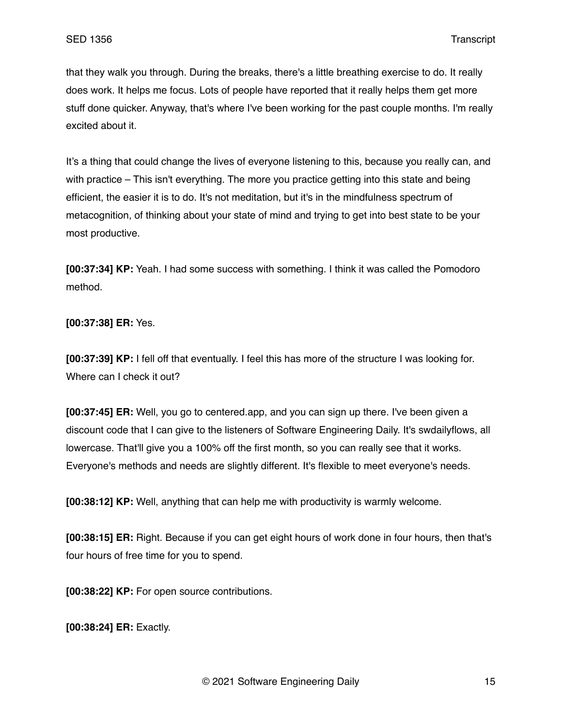that they walk you through. During the breaks, there's a little breathing exercise to do. It really does work. It helps me focus. Lots of people have reported that it really helps them get more stuff done quicker. Anyway, that's where I've been working for the past couple months. I'm really excited about it.

It’s a thing that could change the lives of everyone listening to this, because you really can, and with practice – This isn't everything. The more you practice getting into this state and being efficient, the easier it is to do. It's not meditation, but it's in the mindfulness spectrum of metacognition, of thinking about your state of mind and trying to get into best state to be your most productive.

**[00:37:34] KP:** Yeah. I had some success with something. I think it was called the Pomodoro method.

**[00:37:38] ER:** Yes.

**[00:37:39] KP:** I fell off that eventually. I feel this has more of the structure I was looking for. Where can I check it out?

**[00:37:45] ER:** Well, you go to centered.app, and you can sign up there. I've been given a discount code that I can give to the listeners of Software Engineering Daily. It's swdailyflows, all lowercase. That'll give you a 100% off the first month, so you can really see that it works. Everyone's methods and needs are slightly different. It's flexible to meet everyone's needs.

**[00:38:12] KP:** Well, anything that can help me with productivity is warmly welcome.

**[00:38:15] ER:** Right. Because if you can get eight hours of work done in four hours, then that's four hours of free time for you to spend.

**[00:38:22] KP:** For open source contributions.

**[00:38:24] ER:** Exactly.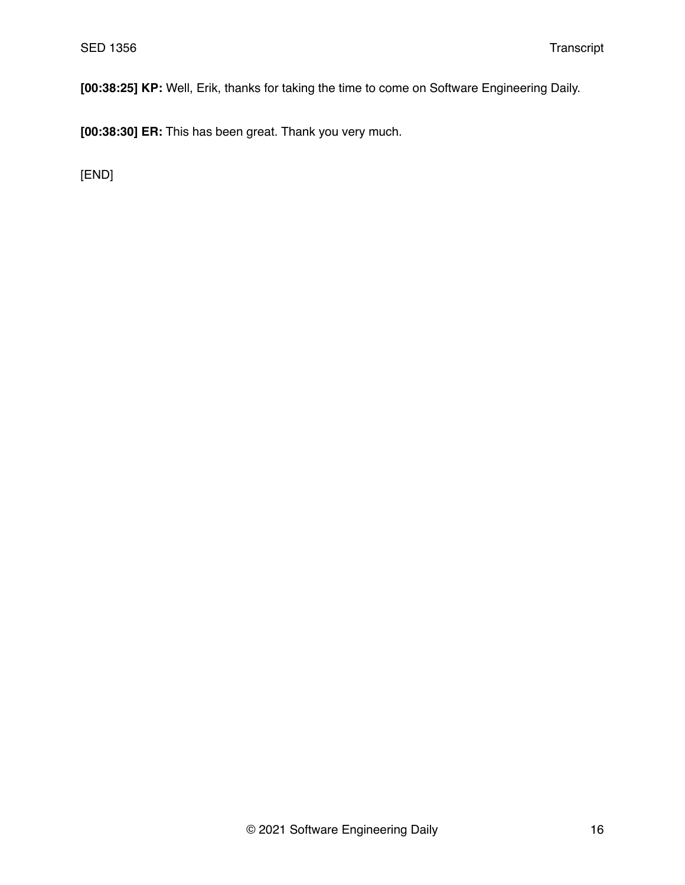**[00:38:25] KP:** Well, Erik, thanks for taking the time to come on Software Engineering Daily.

**[00:38:30] ER:** This has been great. Thank you very much.

[END]